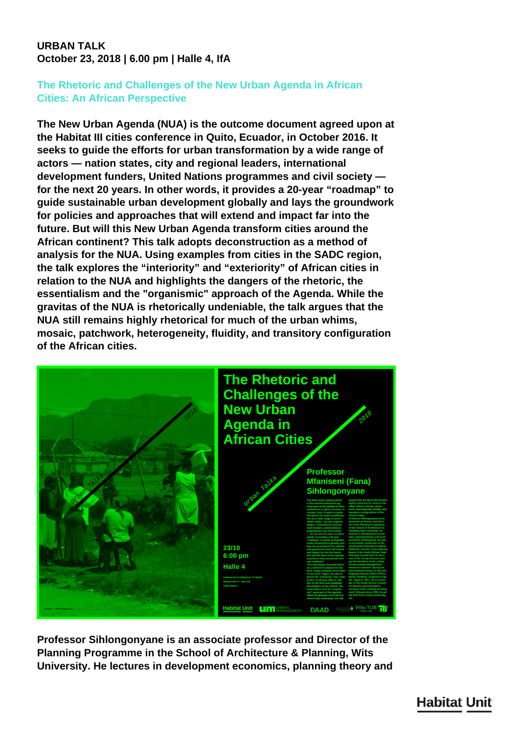**URBAN TALK**
**October 23, 2018 | 6.00 pm | Halle 4, IfA**

## The Rhetoric and Challenges of the New Urban Agenda in African Cities: An African Perspective

**The New Urban Agenda (NUA) is the outcome document agreed upon at the Habitat III cities conference in Quito, Ecuador, in October 2016. It seeks to guide the efforts for urban transformation by a wide range of actors — nation states, city and regional leaders, international development funders, United Nations programmes and civil society — for the next 20 years. In other words, it provides a 20-year "roadmap" to guide sustainable urban development globally and lays the groundwork for policies and approaches that will extend and impact far into the future. But will this New Urban Agenda transform cities around the African continent? This talk adopts deconstruction as a method of analysis for the NUA. Using examples from cities in the SADC region, the talk explores the "interiority" and "exteriority" of African cities in relation to the NUA and highlights the dangers of the rhetoric, the essentialism and the "organismic" approach of the Agenda. While the gravitas of the NUA is rhetorically undeniable, the talk argues that the NUA still remains highly rhetorical for much of the urban whims, mosaic, patchwork, heterogeneity, fluidity, and transitory configuration of the African cities.**

**Professor Sihlongonyane is an associate professor and Director of the Planning Programme in the School of Architecture & Planning, Wits University. He lectures in development economics, planning theory and**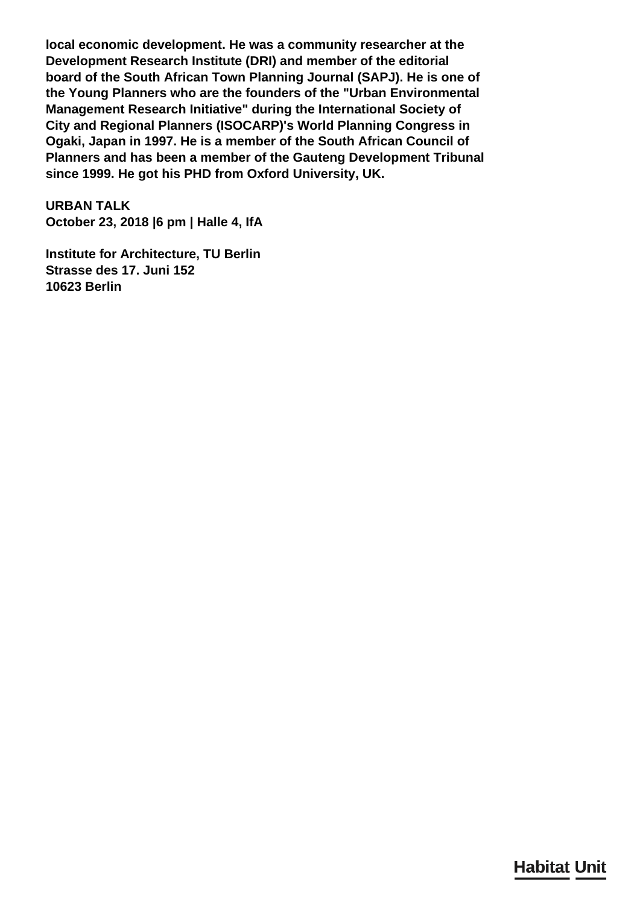**local economic development. He was a community researcher at the Development Research Institute (DRI) and member of the editorial board of the South African Town Planning Journal (SAPJ). He is one of the Young Planners who are the founders of the "Urban Environmental Management Research Initiative" during the International Society of City and Regional Planners (ISOCARP)'s World Planning Congress in Ogaki, Japan in 1997. He is a member of the South African Council of Planners and has been a member of the Gauteng Development Tribunal since 1999. He got his PHD from Oxford University, UK.**

**URBAN TALK**
**October 23, 2018 |6 pm | Halle 4, IfA**

**Institute for Architecture, TU Berlin**
**Strasse des 17. Juni 152**
**10623 Berlin**